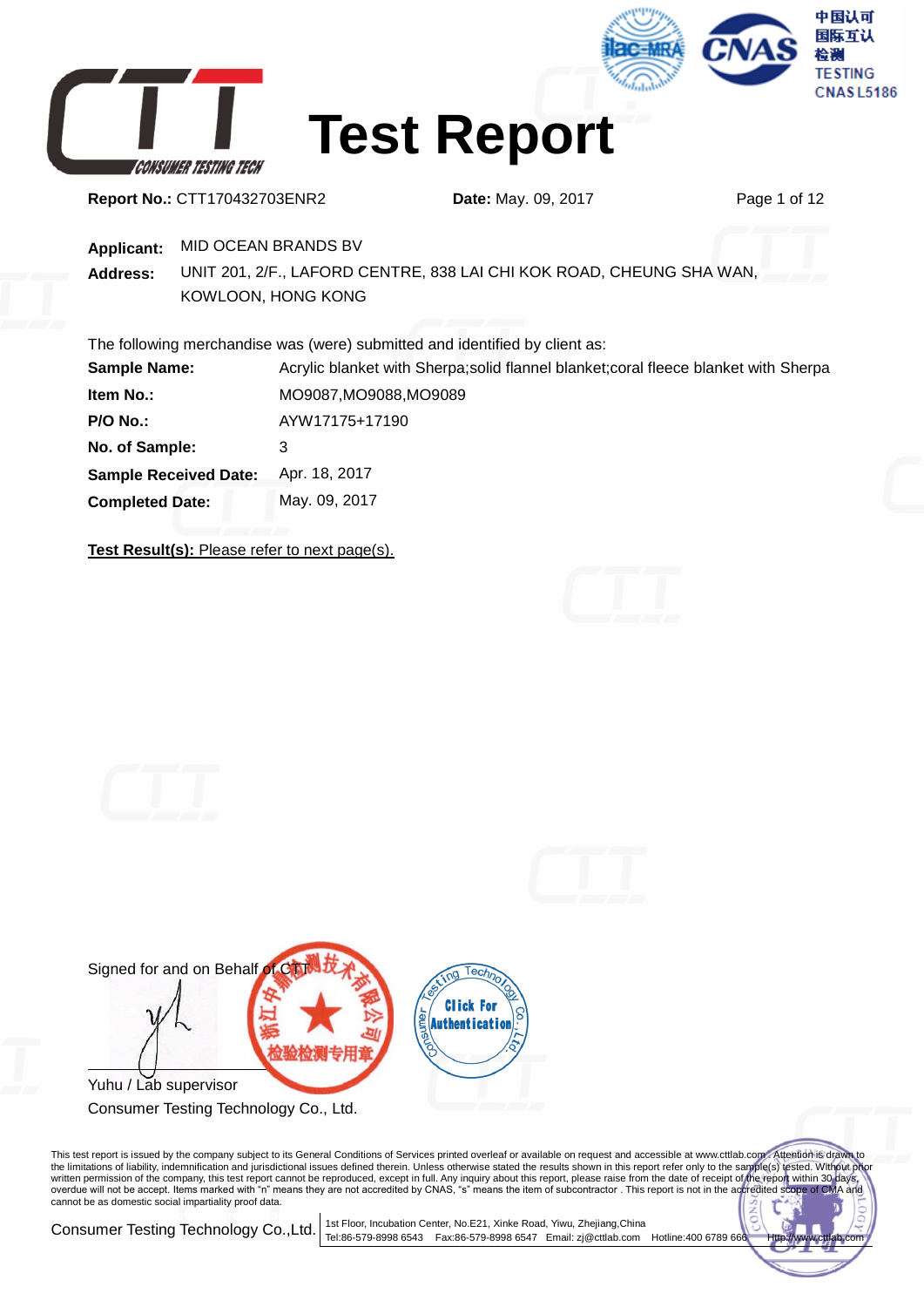# Test Report

**Report No.:** CTT170432703ENR2 **Date:** May. 09, 2017

**Applicant:** MID OCEAN BRANDS BV

**Address:** UNIT 201, 2/F., LAFORD CENTRE, 838 LAI CHI KOK ROAD, CHEUNG SHA WAN, KOWLOON, HONG KONG

The following merchandise was (were) submitted and identified by client as:

| | |
|---|---|
| **Sample Name:** | Acrylic blanket with Sherpa;solid flannel blanket;coral fleece blanket with Sherpa |
| **Item No.:** | MO9087,MO9088,MO9089 |
| **P/O No.:** | AYW17175+17190 |
| **No. of Sample:** | 3 |
| **Sample Received Date:** | Apr. 18, 2017 |
| **Completed Date:** | May. 09, 2017 |

**Test Result(s):** Please refer to next page(s).

Signed for and on Behalf of CTT

Yuhu / Lab supervisor

Consumer Testing Technology Co., Ltd.

This test report is issued by the company subject to its General Conditions of Services printed overleaf or available on request and accessible at www.cttlab.com . Attention is drawn to the limitations of liability, indemnification and jurisdictional issues defined therein. Unless otherwise stated the results shown in this report refer only to the sample(s) tested. Without prior written permission of the company, this test report cannot be reproduced, except in full. Any inquiry about this report, please raise from the date of receipt of the report within 30 days, overdue will not be accept. Items marked with "n" means they are not accredited by CNAS, "s" means the item of subcontractor . This report is not in the accredited scope of CMA and cannot be as domestic social impartiality proof data.

Consumer Testing Technology Co.,Ltd. | 1st Floor, Incubation Center, No.E21, Xinke Road, Yiwu, Zhejiang,China
Tel:86-579-8998 6543 Fax:86-579-8998 6547 Email: zj@cttlab.com Hotline:400 6789 666 Http://www.cttlab.com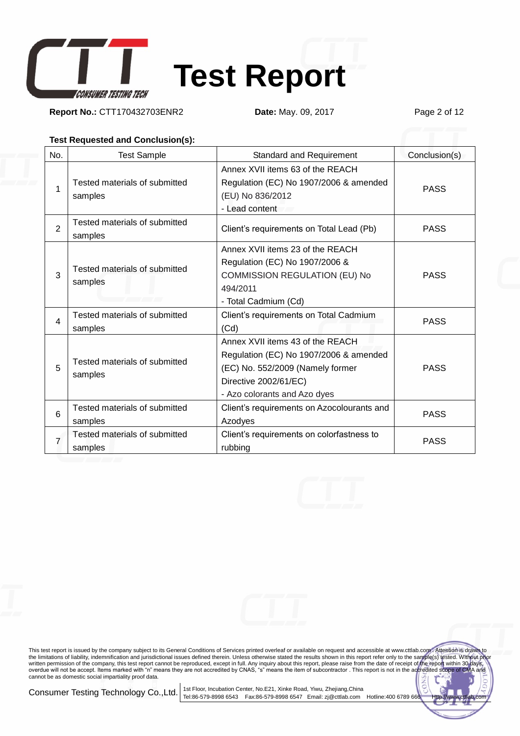# Test Report

**Report No.:** CTT170432703ENR2 **Date:** May. 09, 2017

**Test Requested and Conclusion(s):**

| No. | Test Sample | Standard and Requirement | Conclusion(s) |
|---|---|---|---|
| 1 | Tested materials of submitted samples | Annex XVII items 63 of the REACH Regulation (EC) No 1907/2006 & amended (EU) No 836/2012 - Lead content | PASS |
| 2 | Tested materials of submitted samples | Client's requirements on Total Lead (Pb) | PASS |
| 3 | Tested materials of submitted samples | Annex XVII items 23 of the REACH Regulation (EC) No 1907/2006 & COMMISSION REGULATION (EU) No 494/2011 - Total Cadmium (Cd) | PASS |
| 4 | Tested materials of submitted samples | Client's requirements on Total Cadmium (Cd) | PASS |
| 5 | Tested materials of submitted samples | Annex XVII items 43 of the REACH Regulation (EC) No 1907/2006 & amended (EC) No. 552/2009 (Namely former Directive 2002/61/EC) - Azo colorants and Azo dyes | PASS |
| 6 | Tested materials of submitted samples | Client's requirements on Azocolourants and Azodyes | PASS |
| 7 | Tested materials of submitted samples | Client's requirements on colorfastness to rubbing | PASS |

This test report is issued by the company subject to its General Conditions of Services printed overleaf or available on request and accessible at www.cttlab.com . Attention is drawn to the limitations of liability, indemnification and jurisdictional issues defined therein. Unless otherwise stated the results shown in this report refer only to the sample(s) tested. Without prior written permission of the company, this test report cannot be reproduced, except in full. Any inquiry about this report, please raise from the date of receipt of the report within 30 days, overdue will not be accept. Items marked with "n" means they are not accredited by CNAS, "s" means the item of subcontractor . This report is not in the accredited scope of CMA and cannot be as domestic social impartiality proof data.

Consumer Testing Technology Co.,Ltd. 1st Floor, Incubation Center, No.E21, Xinke Road, Yiwu, Zhejiang,China Tel:86-579-8998 6543 Fax:86-579-8998 6547 Email: zj@cttlab.com Hotline:400 6789 666 Http://www.cttlab.com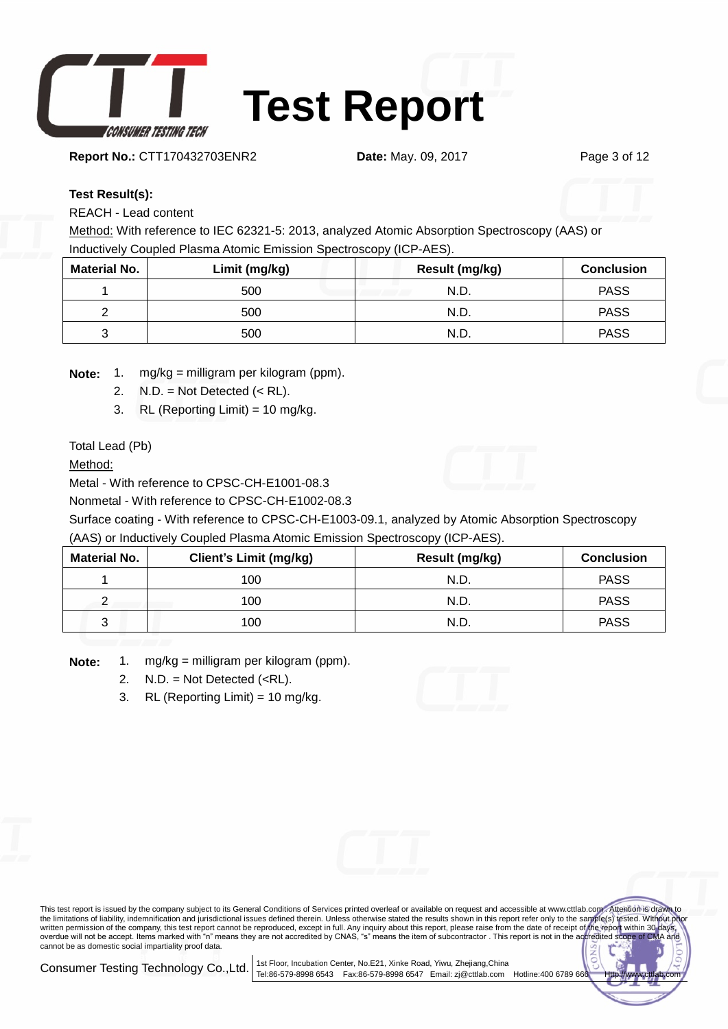**Test Result(s):**

REACH - Lead content

Method: With reference to IEC 62321-5: 2013, analyzed Atomic Absorption Spectroscopy (AAS) or Inductively Coupled Plasma Atomic Emission Spectroscopy (ICP-AES).

| Material No. | Limit (mg/kg) | Result (mg/kg) | Conclusion |
|---|---|---|---|
| 1 | 500 | N.D. | PASS |
| 2 | 500 | N.D. | PASS |
| 3 | 500 | N.D. | PASS |

**Note:**
1. mg/kg = milligram per kilogram (ppm).
2. N.D. = Not Detected (< RL).
3. RL (Reporting Limit) = 10 mg/kg.

Total Lead (Pb)

Method:

Metal - With reference to CPSC-CH-E1001-08.3

Nonmetal - With reference to CPSC-CH-E1002-08.3

Surface coating - With reference to CPSC-CH-E1003-09.1, analyzed by Atomic Absorption Spectroscopy (AAS) or Inductively Coupled Plasma Atomic Emission Spectroscopy (ICP-AES).

| Material No. | Client's Limit (mg/kg) | Result (mg/kg) | Conclusion |
|---|---|---|---|
| 1 | 100 | N.D. | PASS |
| 2 | 100 | N.D. | PASS |
| 3 | 100 | N.D. | PASS |

**Note:**
1. mg/kg = milligram per kilogram (ppm).
2. N.D. = Not Detected (<RL).
3. RL (Reporting Limit) = 10 mg/kg.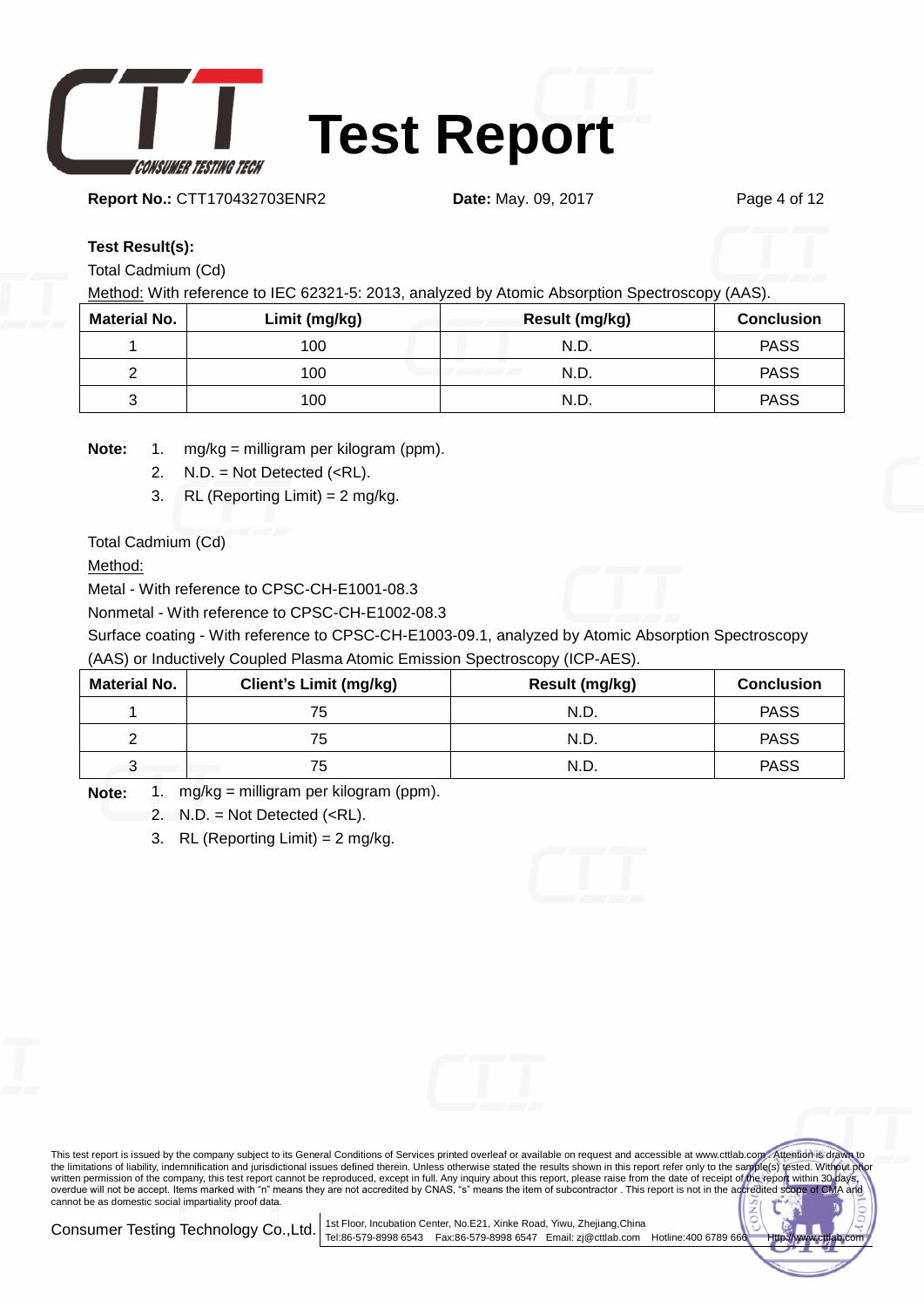**Test Result(s):**

Total Cadmium (Cd)

Method: With reference to IEC 62321-5: 2013, analyzed by Atomic Absorption Spectroscopy (AAS).

| Material No. | Limit (mg/kg) | Result (mg/kg) | Conclusion |
|---|---|---|---|
| 1 | 100 | N.D. | PASS |
| 2 | 100 | N.D. | PASS |
| 3 | 100 | N.D. | PASS |

**Note:**
1. mg/kg = milligram per kilogram (ppm).
2. N.D. = Not Detected (<RL).
3. RL (Reporting Limit) = 2 mg/kg.

Total Cadmium (Cd)

Method:

Metal - With reference to CPSC-CH-E1001-08.3

Nonmetal - With reference to CPSC-CH-E1002-08.3

Surface coating - With reference to CPSC-CH-E1003-09.1, analyzed by Atomic Absorption Spectroscopy (AAS) or Inductively Coupled Plasma Atomic Emission Spectroscopy (ICP-AES).

| Material No. | Client's Limit (mg/kg) | Result (mg/kg) | Conclusion |
|---|---|---|---|
| 1 | 75 | N.D. | PASS |
| 2 | 75 | N.D. | PASS |
| 3 | 75 | N.D. | PASS |

**Note:**
1. mg/kg = milligram per kilogram (ppm).
2. N.D. = Not Detected (<RL).
3. RL (Reporting Limit) = 2 mg/kg.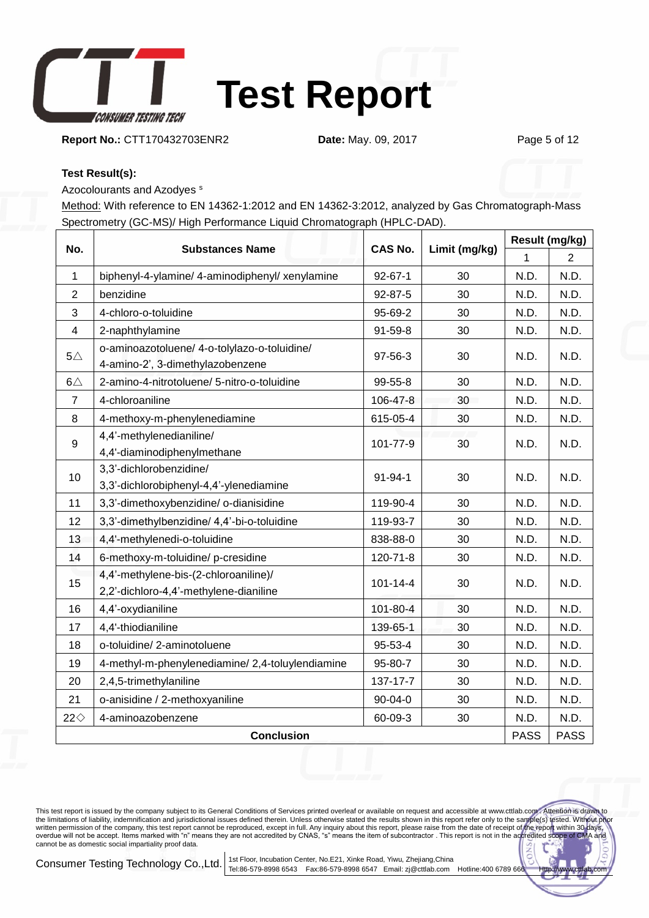**Test Result(s):**

Azocolourants and Azodyes [s]

Method: With reference to EN 14362-1:2012 and EN 14362-3:2012, analyzed by Gas Chromatograph-Mass Spectrometry (GC-MS)/ High Performance Liquid Chromatograph (HPLC-DAD).

| No. | Substances Name | CAS No. | Limit (mg/kg) | Result (mg/kg) | |
|---|---|---|---|---|---|
| | | | | 1 | 2 |
| 1 | biphenyl-4-ylamine/ 4-aminodiphenyl/ xenylamine | 92-67-1 | 30 | N.D. | N.D. |
| 2 | benzidine | 92-87-5 | 30 | N.D. | N.D. |
| 3 | 4-chloro-o-toluidine | 95-69-2 | 30 | N.D. | N.D. |
| 4 | 2-naphthylamine | 91-59-8 | 30 | N.D. | N.D. |
| 5△ | o-aminoazotoluene/ 4-o-tolylazo-o-toluidine/ 4-amino-2', 3-dimethylazobenzene | 97-56-3 | 30 | N.D. | N.D. |
| 6△ | 2-amino-4-nitrotoluene/ 5-nitro-o-toluidine | 99-55-8 | 30 | N.D. | N.D. |
| 7 | 4-chloroaniline | 106-47-8 | 30 | N.D. | N.D. |
| 8 | 4-methoxy-m-phenylenediamine | 615-05-4 | 30 | N.D. | N.D. |
| 9 | 4,4'-methylenedianiline/ 4,4'-diaminodiphenylmethane | 101-77-9 | 30 | N.D. | N.D. |
| 10 | 3,3'-dichlorobenzidine/ 3,3'-dichlorobiphenyl-4,4'-ylenediamine | 91-94-1 | 30 | N.D. | N.D. |
| 11 | 3,3'-dimethoxybenzidine/ o-dianisidine | 119-90-4 | 30 | N.D. | N.D. |
| 12 | 3,3'-dimethylbenzidine/ 4,4'-bi-o-toluidine | 119-93-7 | 30 | N.D. | N.D. |
| 13 | 4,4'-methylenedi-o-toluidine | 838-88-0 | 30 | N.D. | N.D. |
| 14 | 6-methoxy-m-toluidine/ p-cresidine | 120-71-8 | 30 | N.D. | N.D. |
| 15 | 4,4'-methylene-bis-(2-chloroaniline)/ 2,2'-dichloro-4,4'-methylene-dianiline | 101-14-4 | 30 | N.D. | N.D. |
| 16 | 4,4'-oxydianiline | 101-80-4 | 30 | N.D. | N.D. |
| 17 | 4,4'-thiodianiline | 139-65-1 | 30 | N.D. | N.D. |
| 18 | o-toluidine/ 2-aminotoluene | 95-53-4 | 30 | N.D. | N.D. |
| 19 | 4-methyl-m-phenylenediamine/ 2,4-toluylendiamine | 95-80-7 | 30 | N.D. | N.D. |
| 20 | 2,4,5-trimethylaniline | 137-17-7 | 30 | N.D. | N.D. |
| 21 | o-anisidine / 2-methoxyaniline | 90-04-0 | 30 | N.D. | N.D. |
| 22◇ | 4-aminoazobenzene | 60-09-3 | 30 | N.D. | N.D. |
| **Conclusion** | | | | PASS | PASS |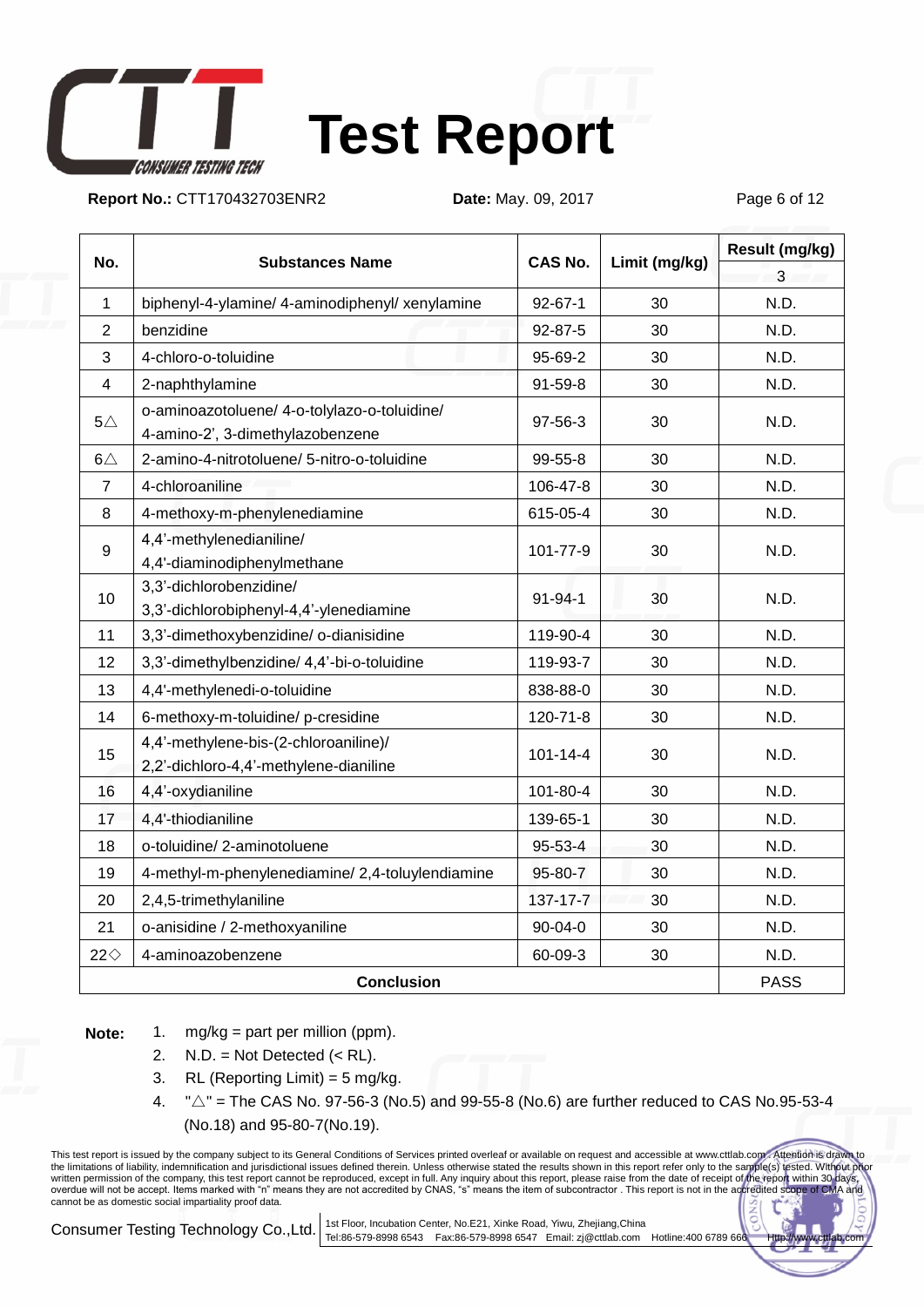# Test Report

**Report No.:** CTT170432703ENR2 **Date:** May. 09, 2017

| No. | Substances Name | CAS No. | Limit (mg/kg) | Result (mg/kg) |
|---|---|---|---|---|
| | | | | 3 |
| 1 | biphenyl-4-ylamine/ 4-aminodiphenyl/ xenylamine | 92-67-1 | 30 | N.D. |
| 2 | benzidine | 92-87-5 | 30 | N.D. |
| 3 | 4-chloro-o-toluidine | 95-69-2 | 30 | N.D. |
| 4 | 2-naphthylamine | 91-59-8 | 30 | N.D. |
| 5△ | o-aminoazotoluene/ 4-o-tolylazo-o-toluidine/ 4-amino-2', 3-dimethylazobenzene | 97-56-3 | 30 | N.D. |
| 6△ | 2-amino-4-nitrotoluene/ 5-nitro-o-toluidine | 99-55-8 | 30 | N.D. |
| 7 | 4-chloroaniline | 106-47-8 | 30 | N.D. |
| 8 | 4-methoxy-m-phenylenediamine | 615-05-4 | 30 | N.D. |
| 9 | 4,4'-methylenedianiline/ 4,4'-diaminodiphenylmethane | 101-77-9 | 30 | N.D. |
| 10 | 3,3'-dichlorobenzidine/ 3,3'-dichlorobiphenyl-4,4'-ylenediamine | 91-94-1 | 30 | N.D. |
| 11 | 3,3'-dimethoxybenzidine/ o-dianisidine | 119-90-4 | 30 | N.D. |
| 12 | 3,3'-dimethylbenzidine/ 4,4'-bi-o-toluidine | 119-93-7 | 30 | N.D. |
| 13 | 4,4'-methylenedi-o-toluidine | 838-88-0 | 30 | N.D. |
| 14 | 6-methoxy-m-toluidine/ p-cresidine | 120-71-8 | 30 | N.D. |
| 15 | 4,4'-methylene-bis-(2-chloroaniline)/ 2,2'-dichloro-4,4'-methylene-dianiline | 101-14-4 | 30 | N.D. |
| 16 | 4,4'-oxydianiline | 101-80-4 | 30 | N.D. |
| 17 | 4,4'-thiodianiline | 139-65-1 | 30 | N.D. |
| 18 | o-toluidine/ 2-aminotoluene | 95-53-4 | 30 | N.D. |
| 19 | 4-methyl-m-phenylenediamine/ 2,4-toluylendiamine | 95-80-7 | 30 | N.D. |
| 20 | 2,4,5-trimethylaniline | 137-17-7 | 30 | N.D. |
| 21 | o-anisidine / 2-methoxyaniline | 90-04-0 | 30 | N.D. |
| 22◇ | 4-aminoazobenzene | 60-09-3 | 30 | N.D. |
| **Conclusion** | | | | PASS |

**Note:**

1. mg/kg = part per million (ppm).
2. N.D. = Not Detected (< RL).
3. RL (Reporting Limit) = 5 mg/kg.
4. "△" = The CAS No. 97-56-3 (No.5) and 99-55-8 (No.6) are further reduced to CAS No.95-53-4 (No.18) and 95-80-7(No.19).

This test report is issued by the company subject to its General Conditions of Services printed overleaf or available on request and accessible at www.cttlab.com . Attention is drawn to the limitations of liability, indemnification and jurisdictional issues defined therein. Unless otherwise stated the results shown in this report refer only to the sample(s) tested. Without prior written permission of the company, this test report cannot be reproduced, except in full. Any inquiry about this report, please raise from the date of receipt of the report within 30 days, overdue will not be accept. Items marked with "n" means they are not accredited by CNAS, "s" means the item of subcontractor . This report is not in the accredited scope of CMA and cannot be as domestic social impartiality proof data.

Consumer Testing Technology Co.,Ltd. | 1st Floor, Incubation Center, No.E21, Xinke Road, Yiwu, Zhejiang,China
Tel:86-579-8998 6543 Fax:86-579-8998 6547 Email: zj@cttlab.com Hotline:400 6789 666 Http://www.cttlab.com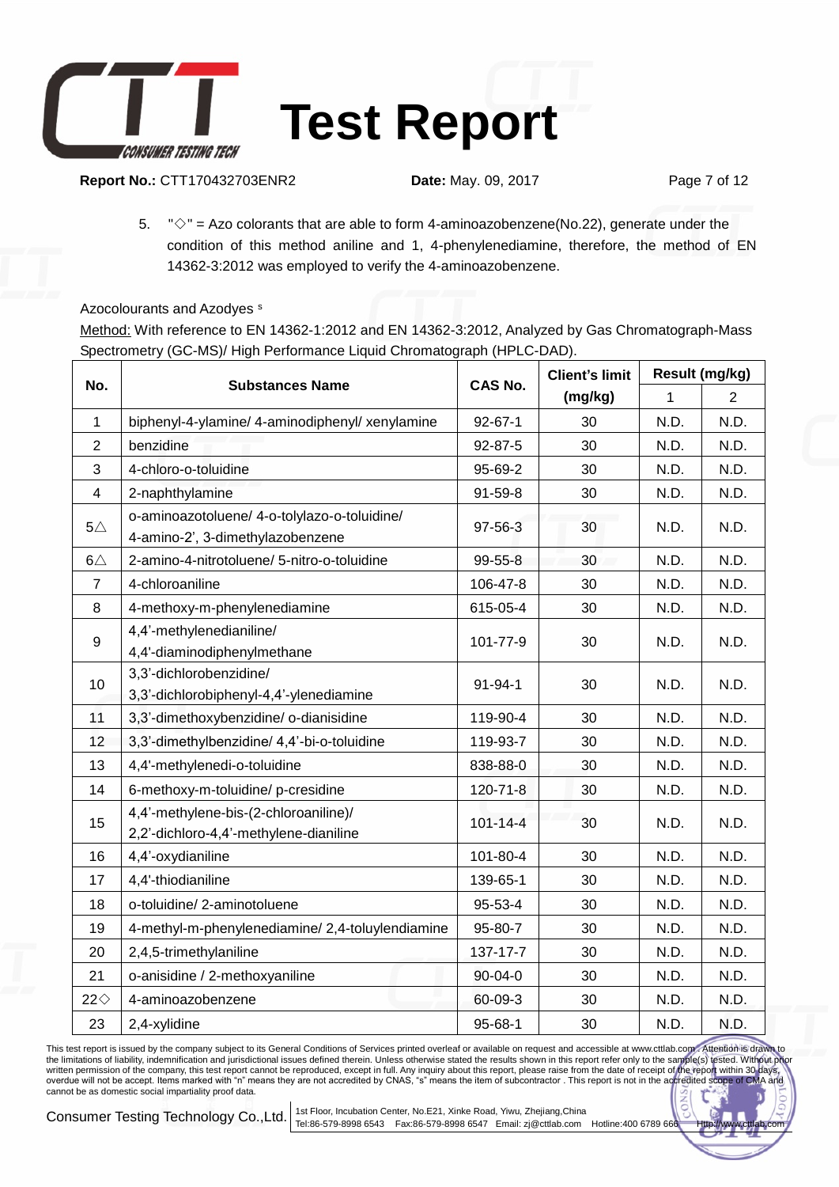5. "◇" = Azo colorants that are able to form 4-aminoazobenzene(No.22), generate under the condition of this method aniline and 1, 4-phenylenediamine, therefore, the method of EN 14362-3:2012 was employed to verify the 4-aminoazobenzene.

Azocolourants and Azodyes [s]

Method: With reference to EN 14362-1:2012 and EN 14362-3:2012, Analyzed by Gas Chromatograph-Mass Spectrometry (GC-MS)/ High Performance Liquid Chromatograph (HPLC-DAD).

| No. | Substances Name | CAS No. | Client's limit (mg/kg) | Result (mg/kg) | |
|---|---|---|---|---|---|
| | | | | 1 | 2 |
| 1 | biphenyl-4-ylamine/ 4-aminodiphenyl/ xenylamine | 92-67-1 | 30 | N.D. | N.D. |
| 2 | benzidine | 92-87-5 | 30 | N.D. | N.D. |
| 3 | 4-chloro-o-toluidine | 95-69-2 | 30 | N.D. | N.D. |
| 4 | 2-naphthylamine | 91-59-8 | 30 | N.D. | N.D. |
| 5△ | o-aminoazotoluene/ 4-o-tolylazo-o-toluidine/ 4-amino-2', 3-dimethylazobenzene | 97-56-3 | 30 | N.D. | N.D. |
| 6△ | 2-amino-4-nitrotoluene/ 5-nitro-o-toluidine | 99-55-8 | 30 | N.D. | N.D. |
| 7 | 4-chloroaniline | 106-47-8 | 30 | N.D. | N.D. |
| 8 | 4-methoxy-m-phenylenediamine | 615-05-4 | 30 | N.D. | N.D. |
| 9 | 4,4'-methylenedianiline/ 4,4'-diaminodiphenylmethane | 101-77-9 | 30 | N.D. | N.D. |
| 10 | 3,3'-dichlorobenzidine/ 3,3'-dichlorobiphenyl-4,4'-ylenediamine | 91-94-1 | 30 | N.D. | N.D. |
| 11 | 3,3'-dimethoxybenzidine/ o-dianisidine | 119-90-4 | 30 | N.D. | N.D. |
| 12 | 3,3'-dimethylbenzidine/ 4,4'-bi-o-toluidine | 119-93-7 | 30 | N.D. | N.D. |
| 13 | 4,4'-methylenedi-o-toluidine | 838-88-0 | 30 | N.D. | N.D. |
| 14 | 6-methoxy-m-toluidine/ p-cresidine | 120-71-8 | 30 | N.D. | N.D. |
| 15 | 4,4'-methylene-bis-(2-chloroaniline)/ 2,2'-dichloro-4,4'-methylene-dianiline | 101-14-4 | 30 | N.D. | N.D. |
| 16 | 4,4'-oxydianiline | 101-80-4 | 30 | N.D. | N.D. |
| 17 | 4,4'-thiodianiline | 139-65-1 | 30 | N.D. | N.D. |
| 18 | o-toluidine/ 2-aminotoluene | 95-53-4 | 30 | N.D. | N.D. |
| 19 | 4-methyl-m-phenylenediamine/ 2,4-toluylendiamine | 95-80-7 | 30 | N.D. | N.D. |
| 20 | 2,4,5-trimethylaniline | 137-17-7 | 30 | N.D. | N.D. |
| 21 | o-anisidine / 2-methoxyaniline | 90-04-0 | 30 | N.D. | N.D. |
| 22◇ | 4-aminoazobenzene | 60-09-3 | 30 | N.D. | N.D. |
| 23 | 2,4-xylidine | 95-68-1 | 30 | N.D. | N.D. |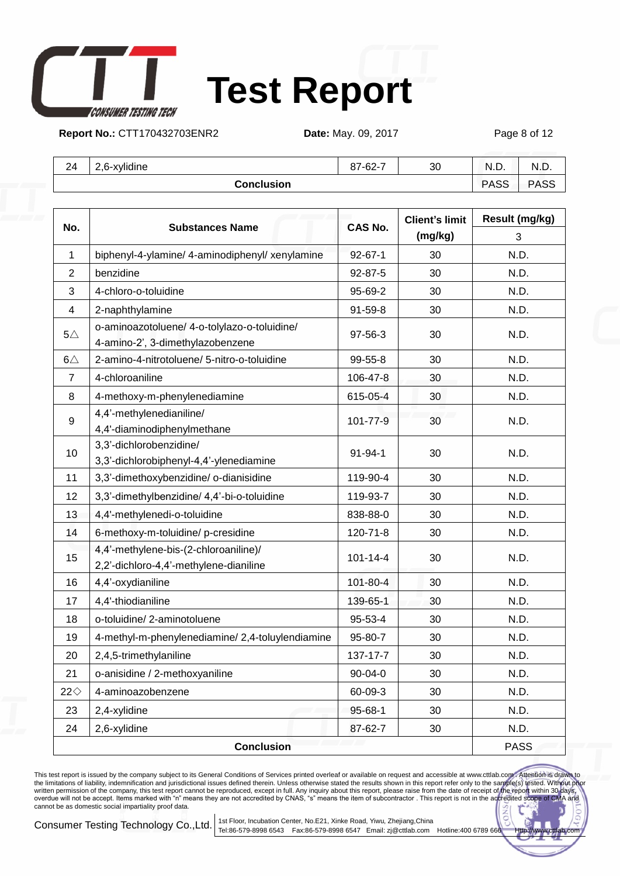| 24 | 2,6-xylidine | 87-62-7 | 30 | N.D. | N.D. |
|---|---|---|---|---|---|
| Conclusion | | | | PASS | PASS |

| No. | Substances Name | CAS No. | Client's limit (mg/kg) | Result (mg/kg) |
|---|---|---|---|---|
| | | | | 3 |
| 1 | biphenyl-4-ylamine/ 4-aminodiphenyl/ xenylamine | 92-67-1 | 30 | N.D. |
| 2 | benzidine | 92-87-5 | 30 | N.D. |
| 3 | 4-chloro-o-toluidine | 95-69-2 | 30 | N.D. |
| 4 | 2-naphthylamine | 91-59-8 | 30 | N.D. |
| 5△ | o-aminoazotoluene/ 4-o-tolylazo-o-toluidine/ 4-amino-2', 3-dimethylazobenzene | 97-56-3 | 30 | N.D. |
| 6△ | 2-amino-4-nitrotoluene/ 5-nitro-o-toluidine | 99-55-8 | 30 | N.D. |
| 7 | 4-chloroaniline | 106-47-8 | 30 | N.D. |
| 8 | 4-methoxy-m-phenylenediamine | 615-05-4 | 30 | N.D. |
| 9 | 4,4'-methylenedianiline/ 4,4'-diaminodiphenylmethane | 101-77-9 | 30 | N.D. |
| 10 | 3,3'-dichlorobenzidine/ 3,3'-dichlorobiphenyl-4,4'-ylenediamine | 91-94-1 | 30 | N.D. |
| 11 | 3,3'-dimethoxybenzidine/ o-dianisidine | 119-90-4 | 30 | N.D. |
| 12 | 3,3'-dimethylbenzidine/ 4,4'-bi-o-toluidine | 119-93-7 | 30 | N.D. |
| 13 | 4,4'-methylenedi-o-toluidine | 838-88-0 | 30 | N.D. |
| 14 | 6-methoxy-m-toluidine/ p-cresidine | 120-71-8 | 30 | N.D. |
| 15 | 4,4'-methylene-bis-(2-chloroaniline)/ 2,2'-dichloro-4,4'-methylene-dianiline | 101-14-4 | 30 | N.D. |
| 16 | 4,4'-oxydianiline | 101-80-4 | 30 | N.D. |
| 17 | 4,4'-thiodianiline | 139-65-1 | 30 | N.D. |
| 18 | o-toluidine/ 2-aminotoluene | 95-53-4 | 30 | N.D. |
| 19 | 4-methyl-m-phenylenediamine/ 2,4-toluylendiamine | 95-80-7 | 30 | N.D. |
| 20 | 2,4,5-trimethylaniline | 137-17-7 | 30 | N.D. |
| 21 | o-anisidine / 2-methoxyaniline | 90-04-0 | 30 | N.D. |
| 22◇ | 4-aminoazobenzene | 60-09-3 | 30 | N.D. |
| 23 | 2,4-xylidine | 95-68-1 | 30 | N.D. |
| 24 | 2,6-xylidine | 87-62-7 | 30 | N.D. |
| Conclusion | | | | PASS |

This test report is issued by the company subject to its General Conditions of Services printed overleaf or available on request and accessible at www.cttlab.com . Attention is drawn to the limitations of liability, indemnification and jurisdictional issues defined therein. Unless otherwise stated the results shown in this report refer only to the sample(s) tested. Without prior written permission of the company, this test report cannot be reproduced, except in full. Any inquiry about this report, please raise from the date of receipt of the report within 30 days, overdue will not be accept. Items marked with "n" means they are not accredited by CNAS, "s" means the item of subcontractor . This report is not in the accredited scope of CMA and cannot be as domestic social impartiality proof data.

Consumer Testing Technology Co.,Ltd. | 1st Floor, Incubation Center, No.E21, Xinke Road, Yiwu, Zhejiang,China
Tel:86-579-8998 6543 Fax:86-579-8998 6547 Email: zj@cttlab.com Hotline:400 6789 666 Http://www.cttlab.com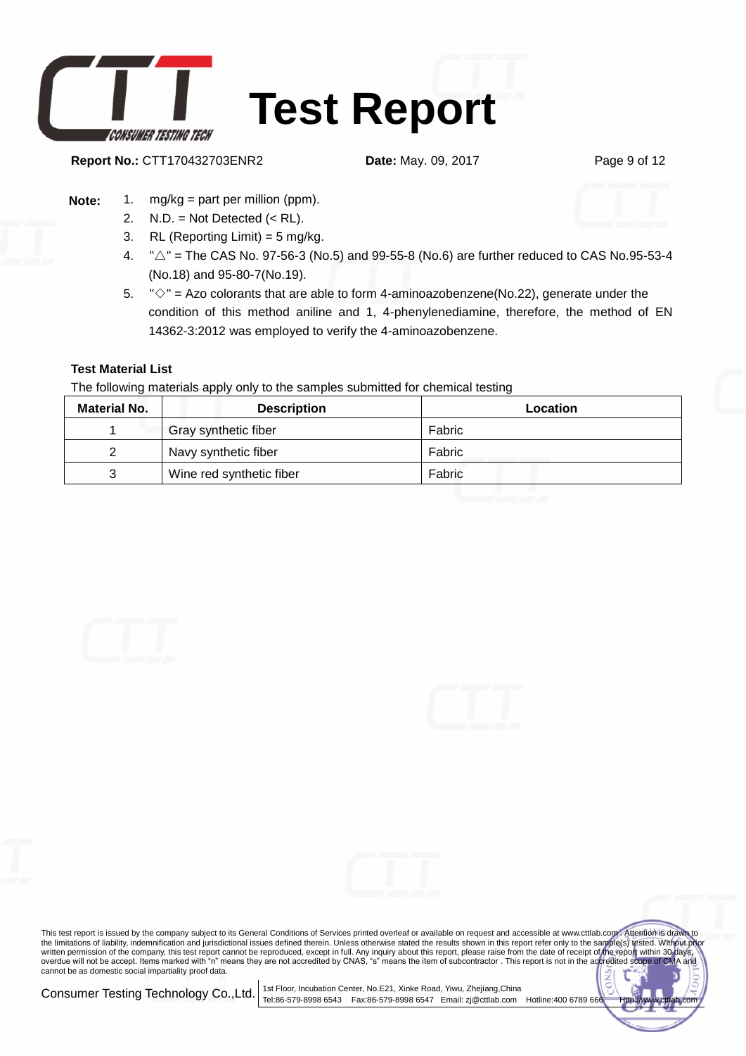**Note:**

1. mg/kg = part per million (ppm).
2. N.D. = Not Detected (< RL).
3. RL (Reporting Limit) = 5 mg/kg.
4. "△" = The CAS No. 97-56-3 (No.5) and 99-55-8 (No.6) are further reduced to CAS No.95-53-4 (No.18) and 95-80-7(No.19).
5. "◇" = Azo colorants that are able to form 4-aminoazobenzene(No.22), generate under the condition of this method aniline and 1, 4-phenylenediamine, therefore, the method of EN 14362-3:2012 was employed to verify the 4-aminoazobenzene.

**Test Material List**

The following materials apply only to the samples submitted for chemical testing

| Material No. | Description | Location |
|---|---|---|
| 1 | Gray synthetic fiber | Fabric |
| 2 | Navy synthetic fiber | Fabric |
| 3 | Wine red synthetic fiber | Fabric |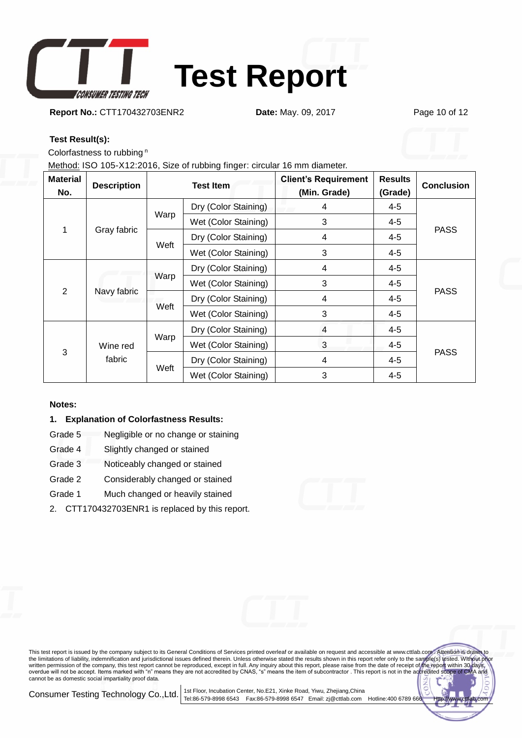# Test Report

**Report No.:** CTT170432703ENR2 **Date:** May. 09, 2017

**Test Result(s):**

Colorfastness to rubbing [n]

Method: ISO 105-X12:2016, Size of rubbing finger: circular 16 mm diameter.

| Material No. | Description | Test Item | | Client's Requirement (Min. Grade) | Results (Grade) | Conclusion |
|---|---|---|---|---|---|---|
| 1 | Gray fabric | Warp | Dry (Color Staining) | 4 | 4-5 | PASS |
| | | | Wet (Color Staining) | 3 | 4-5 | |
| | | Weft | Dry (Color Staining) | 4 | 4-5 | |
| | | | Wet (Color Staining) | 3 | 4-5 | |
| 2 | Navy fabric | Warp | Dry (Color Staining) | 4 | 4-5 | PASS |
| | | | Wet (Color Staining) | 3 | 4-5 | |
| | | Weft | Dry (Color Staining) | 4 | 4-5 | |
| | | | Wet (Color Staining) | 3 | 4-5 | |
| 3 | Wine red fabric | Warp | Dry (Color Staining) | 4 | 4-5 | PASS |
| | | | Wet (Color Staining) | 3 | 4-5 | |
| | | Weft | Dry (Color Staining) | 4 | 4-5 | |
| | | | Wet (Color Staining) | 3 | 4-5 | |

**Notes:**

1. **Explanation of Colorfastness Results:**

| | |
|---|---|
| Grade 5 | Negligible or no change or staining |
| Grade 4 | Slightly changed or stained |
| Grade 3 | Noticeably changed or stained |
| Grade 2 | Considerably changed or stained |
| Grade 1 | Much changed or heavily stained |

2. CTT170432703ENR1 is replaced by this report.

This test report is issued by the company subject to its General Conditions of Services printed overleaf or available on request and accessible at www.cttlab.com . Attention is drawn to the limitations of liability, indemnification and jurisdictional issues defined therein. Unless otherwise stated the results shown in this report refer only to the sample(s) tested. Without prior written permission of the company, this test report cannot be reproduced, except in full. Any inquiry about this report, please raise from the date of receipt of the report within 30 days, overdue will not be accept. Items marked with "n" means they are not accredited by CNAS, "s" means the item of subcontractor . This report is not in the accredited scope of CMA and cannot be as domestic social impartiality proof data.

Consumer Testing Technology Co.,Ltd. | 1st Floor, Incubation Center, No.E21, Xinke Road, Yiwu, Zhejiang,China
Tel:86-579-8998 6543 Fax:86-579-8998 6547 Email: zj@cttlab.com Hotline:400 6789 666 Http://www.cttlab.com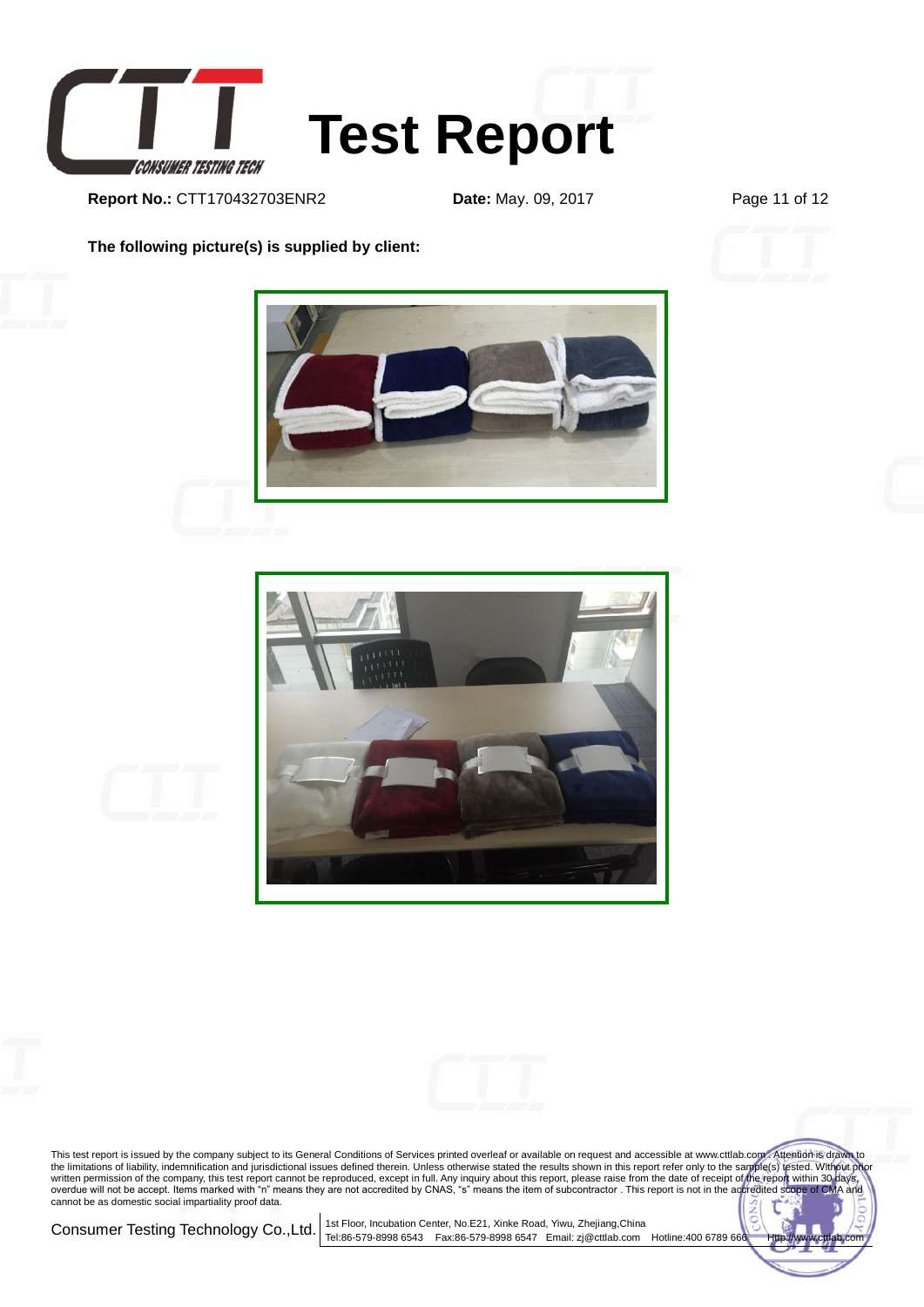# Test Report

**Report No.:** CTT170432703ENR2 **Date:** May. 09, 2017

**The following picture(s) is supplied by client:**

This test report is issued by the company subject to its General Conditions of Services printed overleaf or available on request and accessible at www.cttlab.com . Attention is drawn to the limitations of liability, indemnification and jurisdictional issues defined therein. Unless otherwise stated the results shown in this report refer only to the sample(s) tested. Without prior written permission of the company, this test report cannot be reproduced, except in full. Any inquiry about this report, please raise from the date of receipt of the report within 30 days, overdue will not be accept. Items marked with "n" means they are not accredited by CNAS, "s" means the item of subcontractor . This report is not in the accredited scope of CMA and cannot be as domestic social impartiality proof data.

Consumer Testing Technology Co.,Ltd. | 1st Floor, Incubation Center, No.E21, Xinke Road, Yiwu, Zhejiang,China
Tel:86-579-8998 6543 Fax:86-579-8998 6547 Email: zj@cttlab.com Hotline:400 6789 666 Http://www.cttlab.com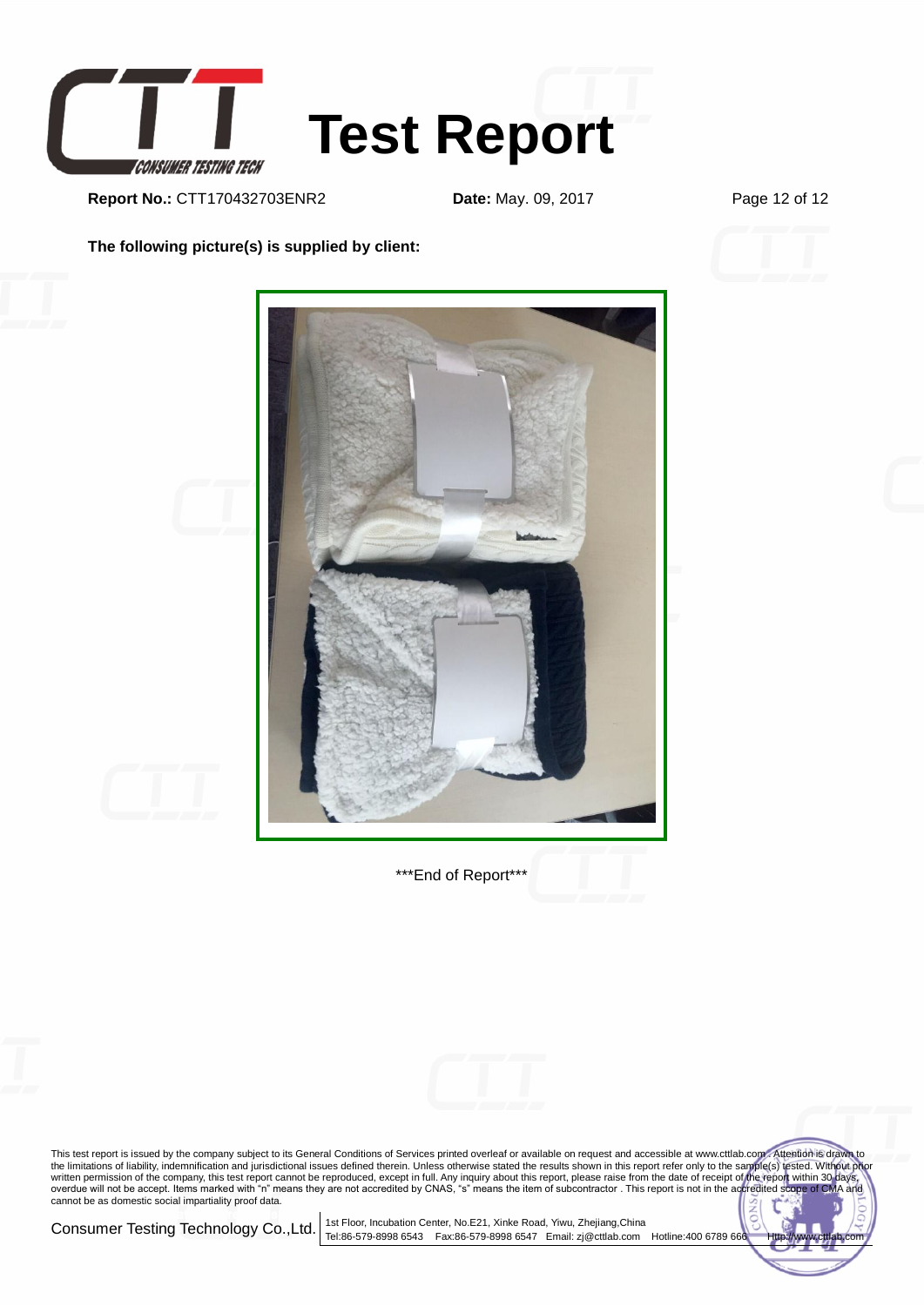**Report No.:** CTT170432703ENR2 **Date:** May. 09, 2017

**The following picture(s) is supplied by client:**

***End of Report***

This test report is issued by the company subject to its General Conditions of Services printed overleaf or available on request and accessible at www.cttlab.com . Attention is drawn to the limitations of liability, indemnification and jurisdictional issues defined therein. Unless otherwise stated the results shown in this report refer only to the sample(s) tested. Without prior written permission of the company, this test report cannot be reproduced, except in full. Any inquiry about this report, please raise from the date of receipt of the report within 30 days, overdue will not be accept. Items marked with "n" means they are not accredited by CNAS, "s" means the item of subcontractor . This report is not in the accredited scope of CMA and cannot be as domestic social impartiality proof data.

Consumer Testing Technology Co.,Ltd. 1st Floor, Incubation Center, No.E21, Xinke Road, Yiwu, Zhejiang,China
Tel:86-579-8998 6543 Fax:86-579-8998 6547 Email: zj@cttlab.com Hotline:400 6789 666 Http://www.cttlab.com